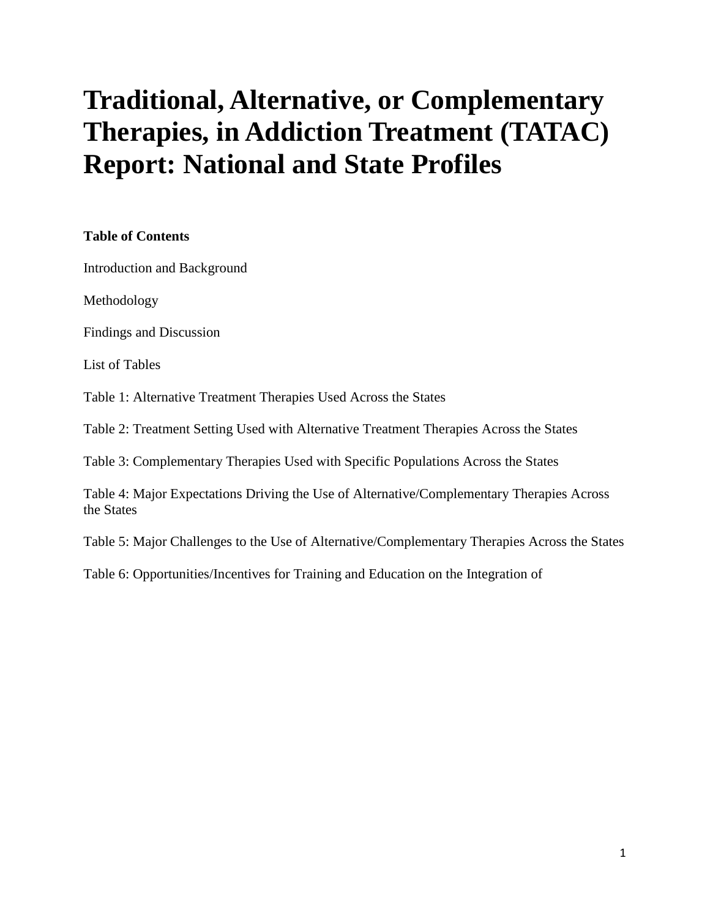# Traditional, Alternative, or Complementary Therapies, in Addiction Treatment (TATAC) Report: National and State Profiles

**Table of Contents**

Introduction and Background

Methodology

Findings and Discussion

List of Tables

Table 1: Alternative Treatment Therapies Used Across the States

Table 2: Treatment Setting Used with Alternative Treatment Therapies Across the States

Table 3: Complementary Therapies Used with Specific Populations Across the States

Table 4: Major Expectations Driving the Use of Alternative/Complementary Therapies Across the States

Table 5: Major Challenges to the Use of Alternative/Complementary Therapies Across the States

Table 6: Opportunities/Incentives for Training and Education on the Integration of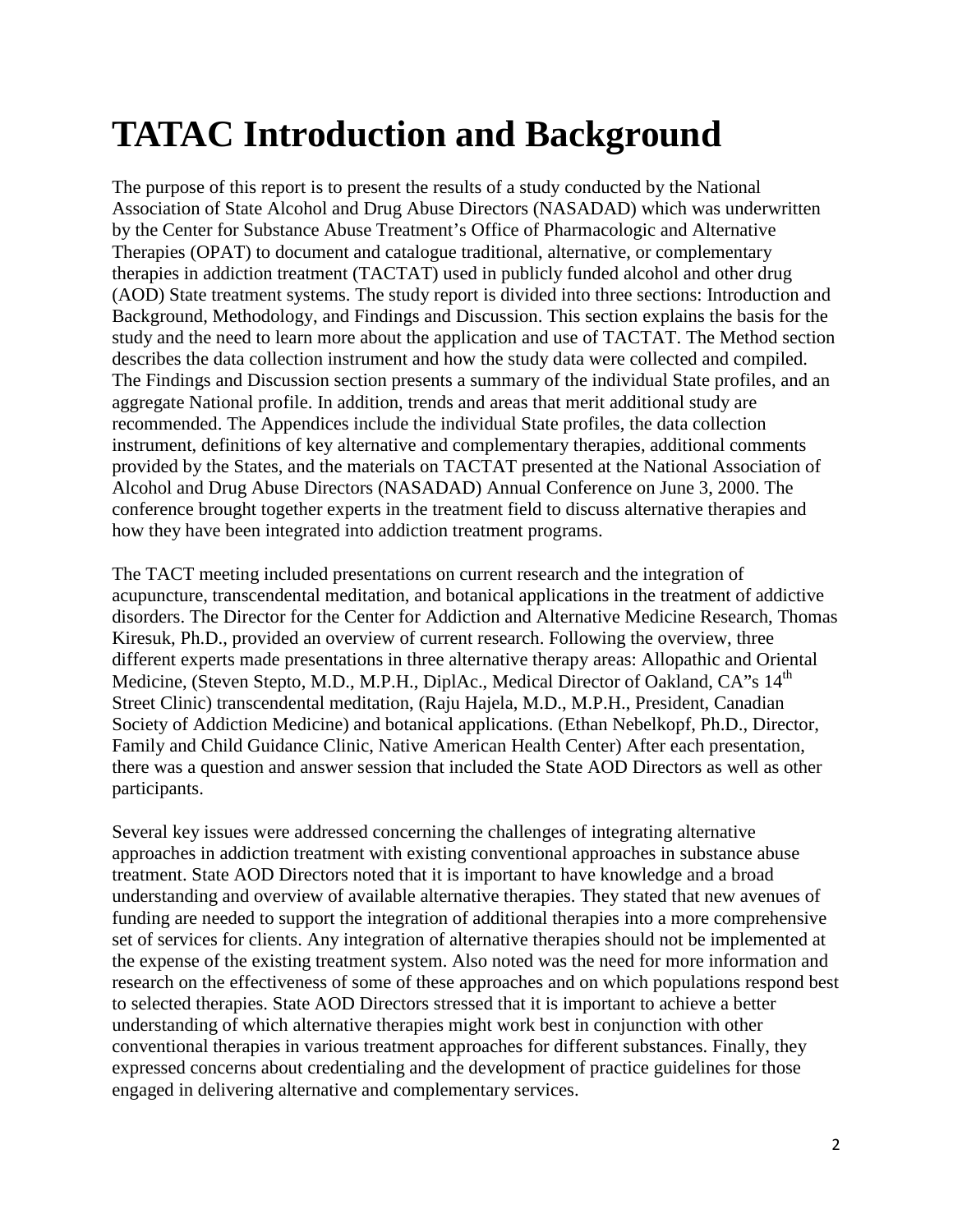# TATAC Introduction and Background

The purpose of this report is to present the results of a study conducted by the National Association of State Alcohol and Drug Abuse Directors (NASADAD) which was underwritten by the Center for Substance Abuse Treatment's Office of Pharmacologic and Alternative Therapies (OPAT) to document and catalogue traditional, alternative, or complementary therapies in addiction treatment (TACTAT) used in publicly funded alcohol and other drug (AOD) State treatment systems. The study report is divided into three sections: Introduction and Background, Methodology, and Findings and Discussion. This section explains the basis for the study and the need to learn more about the application and use of TACTAT. The Method section describes the data collection instrument and how the study data were collected and compiled. The Findings and Discussion section presents a summary of the individual State profiles, and an aggregate National profile. In addition, trends and areas that merit additional study are recommended. The Appendices include the individual State profiles, the data collection instrument, definitions of key alternative and complementary therapies, additional comments provided by the States, and the materials on TACTAT presented at the National Association of Alcohol and Drug Abuse Directors (NASADAD) Annual Conference on June 3, 2000. The conference brought together experts in the treatment field to discuss alternative therapies and how they have been integrated into addiction treatment programs.

The TACT meeting included presentations on current research and the integration of acupuncture, transcendental meditation, and botanical applications in the treatment of addictive disorders. The Director for the Center for Addiction and Alternative Medicine Research, Thomas Kiresuk, Ph.D., provided an overview of current research. Following the overview, three different experts made presentations in three alternative therapy areas: Allopathic and Oriental Medicine, (Steven Stepto, M.D., M.P.H., DiplAc., Medical Director of Oakland, CA"s 14th Street Clinic) transcendental meditation, (Raju Hajela, M.D., M.P.H., President, Canadian Society of Addiction Medicine) and botanical applications. (Ethan Nebelkopf, Ph.D., Director, Family and Child Guidance Clinic, Native American Health Center) After each presentation, there was a question and answer session that included the State AOD Directors as well as other participants.

Several key issues were addressed concerning the challenges of integrating alternative approaches in addiction treatment with existing conventional approaches in substance abuse treatment. State AOD Directors noted that it is important to have knowledge and a broad understanding and overview of available alternative therapies. They stated that new avenues of funding are needed to support the integration of additional therapies into a more comprehensive set of services for clients. Any integration of alternative therapies should not be implemented at the expense of the existing treatment system. Also noted was the need for more information and research on the effectiveness of some of these approaches and on which populations respond best to selected therapies. State AOD Directors stressed that it is important to achieve a better understanding of which alternative therapies might work best in conjunction with other conventional therapies in various treatment approaches for different substances. Finally, they expressed concerns about credentialing and the development of practice guidelines for those engaged in delivering alternative and complementary services.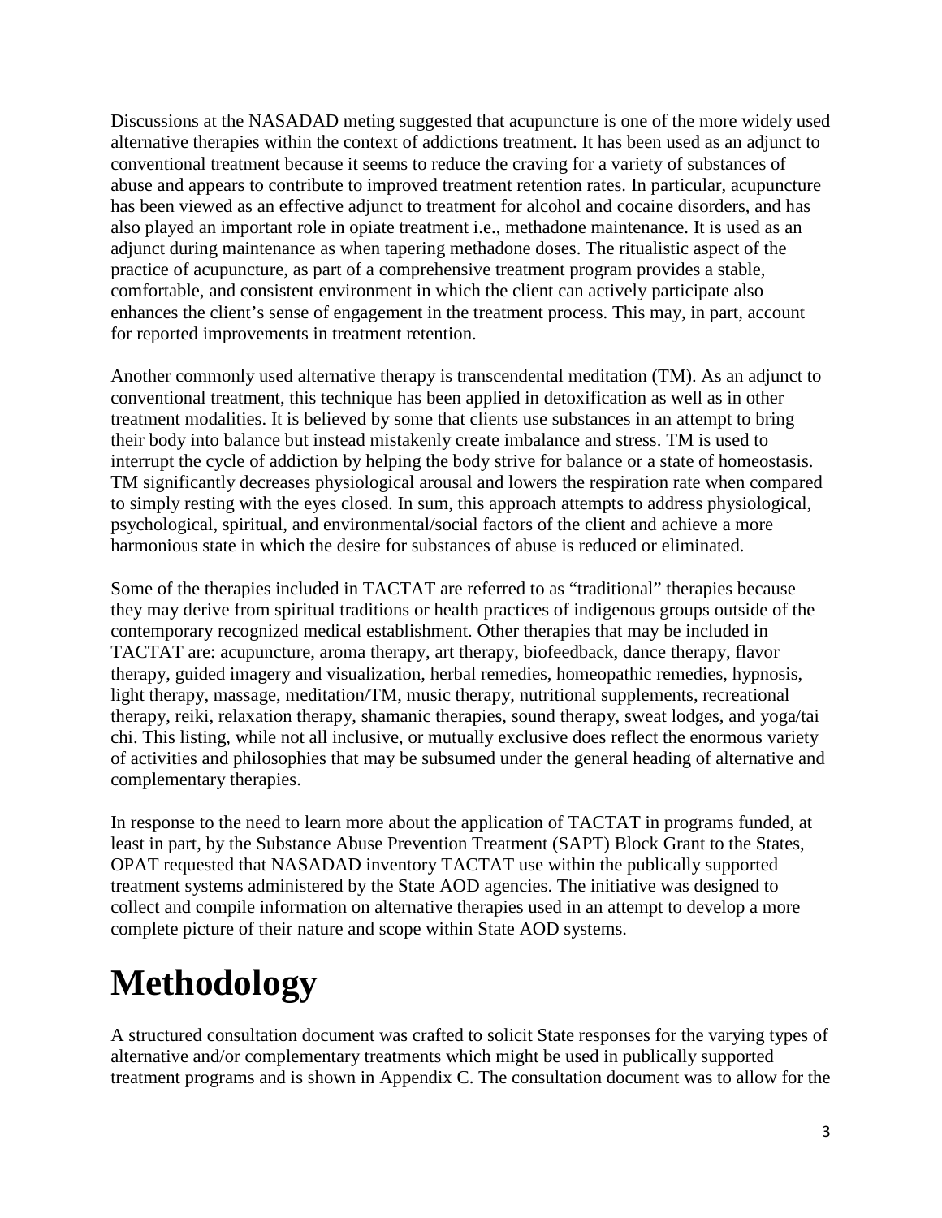Discussions at the NASADAD meting suggested that acupuncture is one of the more widely used alternative therapies within the context of addictions treatment. It has been used as an adjunct to conventional treatment because it seems to reduce the craving for a variety of substances of abuse and appears to contribute to improved treatment retention rates. In particular, acupuncture has been viewed as an effective adjunct to treatment for alcohol and cocaine disorders, and has also played an important role in opiate treatment i.e., methadone maintenance. It is used as an adjunct during maintenance as when tapering methadone doses. The ritualistic aspect of the practice of acupuncture, as part of a comprehensive treatment program provides a stable, comfortable, and consistent environment in which the client can actively participate also enhances the client's sense of engagement in the treatment process. This may, in part, account for reported improvements in treatment retention.

Another commonly used alternative therapy is transcendental meditation (TM). As an adjunct to conventional treatment, this technique has been applied in detoxification as well as in other treatment modalities. It is believed by some that clients use substances in an attempt to bring their body into balance but instead mistakenly create imbalance and stress. TM is used to interrupt the cycle of addiction by helping the body strive for balance or a state of homeostasis. TM significantly decreases physiological arousal and lowers the respiration rate when compared to simply resting with the eyes closed. In sum, this approach attempts to address physiological, psychological, spiritual, and environmental/social factors of the client and achieve a more harmonious state in which the desire for substances of abuse is reduced or eliminated.

Some of the therapies included in TACTAT are referred to as "traditional" therapies because they may derive from spiritual traditions or health practices of indigenous groups outside of the contemporary recognized medical establishment. Other therapies that may be included in TACTAT are: acupuncture, aroma therapy, art therapy, biofeedback, dance therapy, flavor therapy, guided imagery and visualization, herbal remedies, homeopathic remedies, hypnosis, light therapy, massage, meditation/TM, music therapy, nutritional supplements, recreational therapy, reiki, relaxation therapy, shamanic therapies, sound therapy, sweat lodges, and yoga/tai chi. This listing, while not all inclusive, or mutually exclusive does reflect the enormous variety of activities and philosophies that may be subsumed under the general heading of alternative and complementary therapies.

In response to the need to learn more about the application of TACTAT in programs funded, at least in part, by the Substance Abuse Prevention Treatment (SAPT) Block Grant to the States, OPAT requested that NASADAD inventory TACTAT use within the publically supported treatment systems administered by the State AOD agencies. The initiative was designed to collect and compile information on alternative therapies used in an attempt to develop a more complete picture of their nature and scope within State AOD systems.

# Methodology

A structured consultation document was crafted to solicit State responses for the varying types of alternative and/or complementary treatments which might be used in publically supported treatment programs and is shown in Appendix C. The consultation document was to allow for the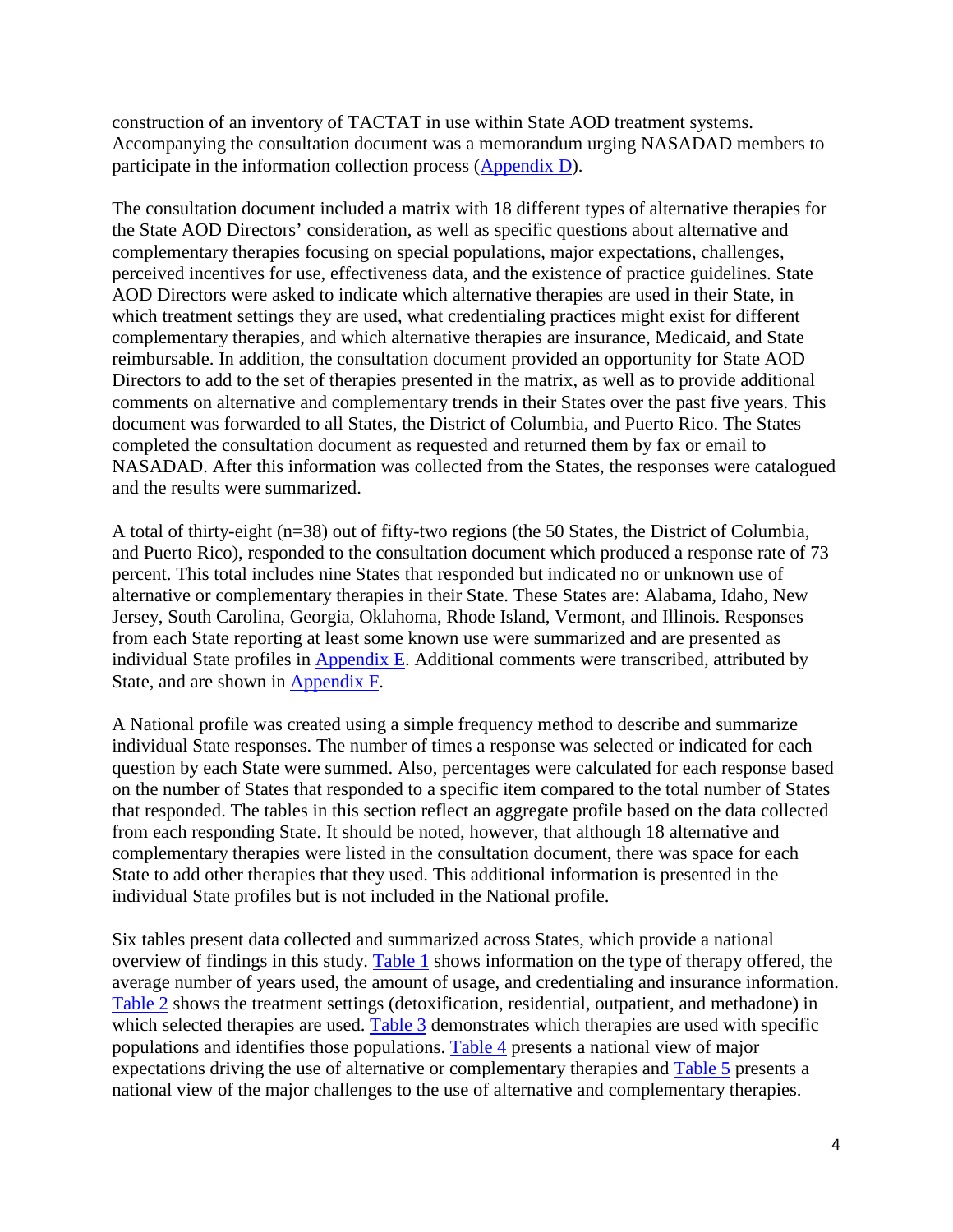construction of an inventory of TACTAT in use within State AOD treatment systems. Accompanying the consultation document was a memorandum urging NASADAD members to participate in the information collection process (Appendix D).

The consultation document included a matrix with 18 different types of alternative therapies for the State AOD Directors' consideration, as well as specific questions about alternative and complementary therapies focusing on special populations, major expectations, challenges, perceived incentives for use, effectiveness data, and the existence of practice guidelines. State AOD Directors were asked to indicate which alternative therapies are used in their State, in which treatment settings they are used, what credentialing practices might exist for different complementary therapies, and which alternative therapies are insurance, Medicaid, and State reimbursable. In addition, the consultation document provided an opportunity for State AOD Directors to add to the set of therapies presented in the matrix, as well as to provide additional comments on alternative and complementary trends in their States over the past five years. This document was forwarded to all States, the District of Columbia, and Puerto Rico. The States completed the consultation document as requested and returned them by fax or email to NASADAD. After this information was collected from the States, the responses were catalogued and the results were summarized.

A total of thirty-eight (n=38) out of fifty-two regions (the 50 States, the District of Columbia, and Puerto Rico), responded to the consultation document which produced a response rate of 73 percent. This total includes nine States that responded but indicated no or unknown use of alternative or complementary therapies in their State. These States are: Alabama, Idaho, New Jersey, South Carolina, Georgia, Oklahoma, Rhode Island, Vermont, and Illinois. Responses from each State reporting at least some known use were summarized and are presented as individual State profiles in Appendix E. Additional comments were transcribed, attributed by State, and are shown in Appendix F.

A National profile was created using a simple frequency method to describe and summarize individual State responses. The number of times a response was selected or indicated for each question by each State were summed. Also, percentages were calculated for each response based on the number of States that responded to a specific item compared to the total number of States that responded. The tables in this section reflect an aggregate profile based on the data collected from each responding State. It should be noted, however, that although 18 alternative and complementary therapies were listed in the consultation document, there was space for each State to add other therapies that they used. This additional information is presented in the individual State profiles but is not included in the National profile.

Six tables present data collected and summarized across States, which provide a national overview of findings in this study. Table 1 shows information on the type of therapy offered, the average number of years used, the amount of usage, and credentialing and insurance information. Table 2 shows the treatment settings (detoxification, residential, outpatient, and methadone) in which selected therapies are used. Table 3 demonstrates which therapies are used with specific populations and identifies those populations. Table 4 presents a national view of major expectations driving the use of alternative or complementary therapies and Table 5 presents a national view of the major challenges to the use of alternative and complementary therapies.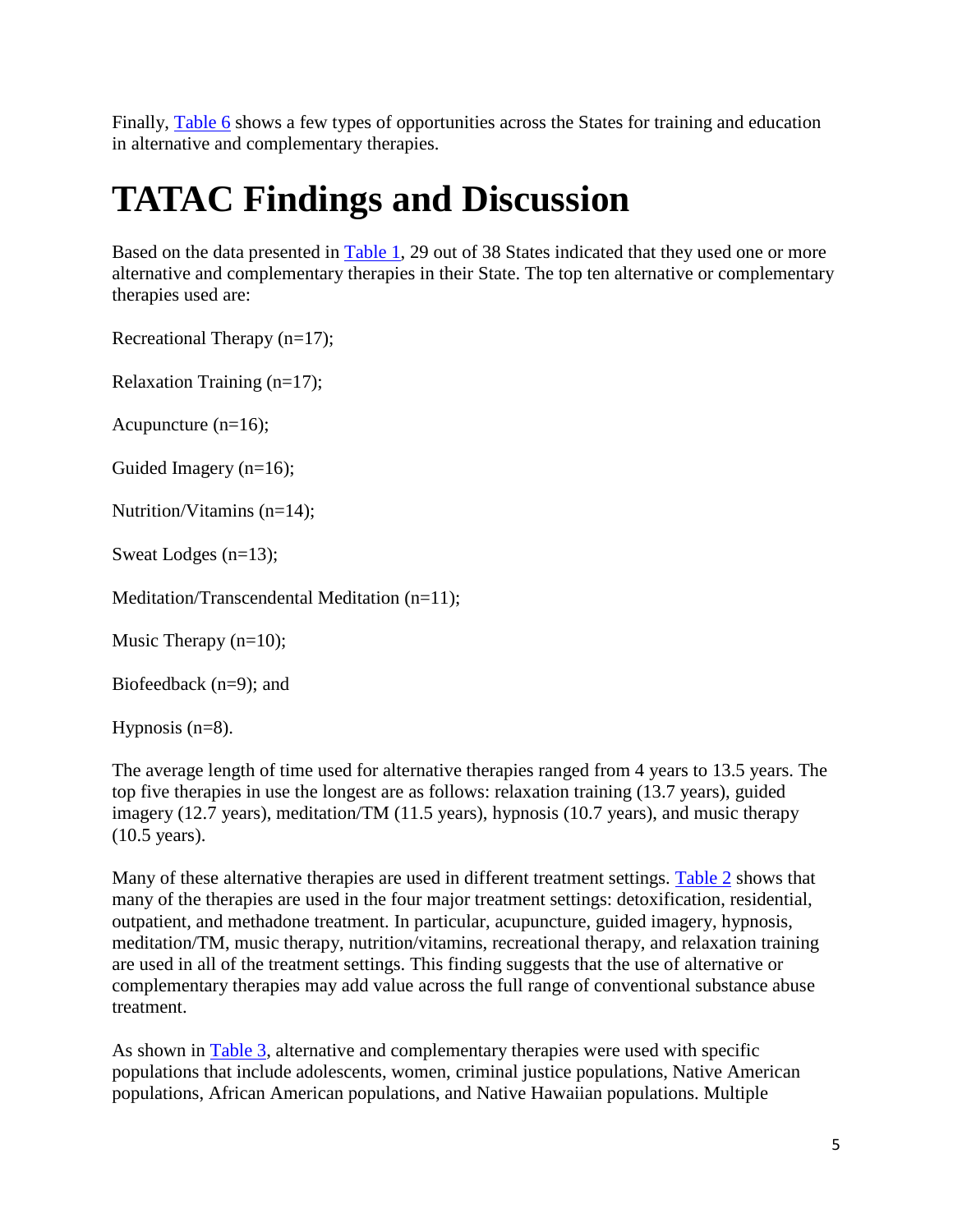Finally, Table 6 shows a few types of opportunities across the States for training and education in alternative and complementary therapies.

# TATAC Findings and Discussion

Based on the data presented in Table 1, 29 out of 38 States indicated that they used one or more alternative and complementary therapies in their State. The top ten alternative or complementary therapies used are:

Recreational Therapy (n=17);

Relaxation Training (n=17);

Acupuncture (n=16);

Guided Imagery (n=16);

Nutrition/Vitamins (n=14);

Sweat Lodges (n=13);

Meditation/Transcendental Meditation (n=11);

Music Therapy (n=10);

Biofeedback (n=9); and

Hypnosis (n=8).

The average length of time used for alternative therapies ranged from 4 years to 13.5 years. The top five therapies in use the longest are as follows: relaxation training (13.7 years), guided imagery (12.7 years), meditation/TM (11.5 years), hypnosis (10.7 years), and music therapy (10.5 years).

Many of these alternative therapies are used in different treatment settings. Table 2 shows that many of the therapies are used in the four major treatment settings: detoxification, residential, outpatient, and methadone treatment. In particular, acupuncture, guided imagery, hypnosis, meditation/TM, music therapy, nutrition/vitamins, recreational therapy, and relaxation training are used in all of the treatment settings. This finding suggests that the use of alternative or complementary therapies may add value across the full range of conventional substance abuse treatment.

As shown in Table 3, alternative and complementary therapies were used with specific populations that include adolescents, women, criminal justice populations, Native American populations, African American populations, and Native Hawaiian populations. Multiple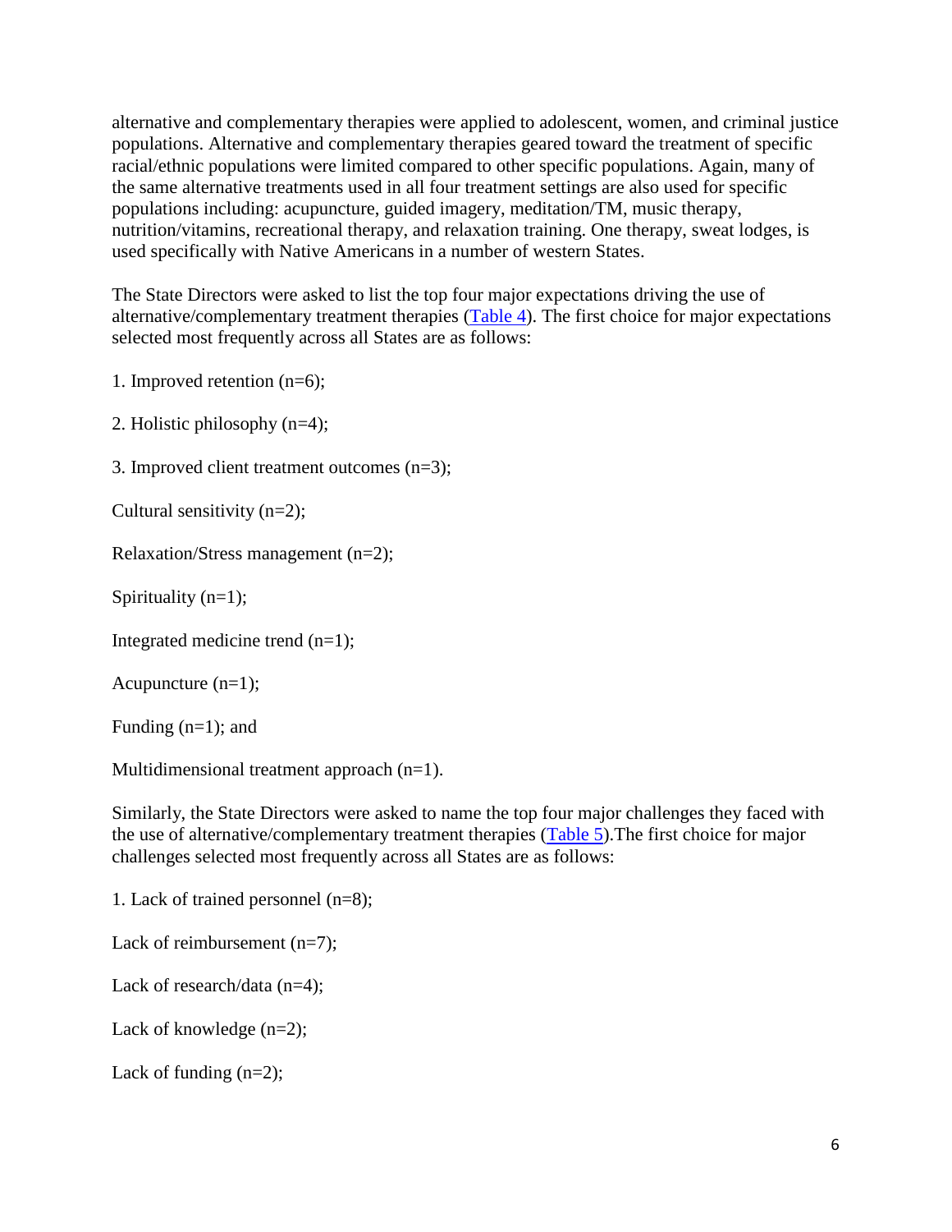alternative and complementary therapies were applied to adolescent, women, and criminal justice populations. Alternative and complementary therapies geared toward the treatment of specific racial/ethnic populations were limited compared to other specific populations. Again, many of the same alternative treatments used in all four treatment settings are also used for specific populations including: acupuncture, guided imagery, meditation/TM, music therapy, nutrition/vitamins, recreational therapy, and relaxation training. One therapy, sweat lodges, is used specifically with Native Americans in a number of western States.

The State Directors were asked to list the top four major expectations driving the use of alternative/complementary treatment therapies (Table 4). The first choice for major expectations selected most frequently across all States are as follows:

1. Improved retention (n=6);

2. Holistic philosophy (n=4);

3. Improved client treatment outcomes (n=3);

Cultural sensitivity (n=2);

Relaxation/Stress management (n=2);

Spirituality (n=1);

Integrated medicine trend (n=1);

Acupuncture (n=1);

Funding (n=1); and

Multidimensional treatment approach (n=1).

Similarly, the State Directors were asked to name the top four major challenges they faced with the use of alternative/complementary treatment therapies (Table 5).The first choice for major challenges selected most frequently across all States are as follows:

1. Lack of trained personnel (n=8);

Lack of reimbursement (n=7);

Lack of research/data (n=4);

Lack of knowledge (n=2);

Lack of funding (n=2);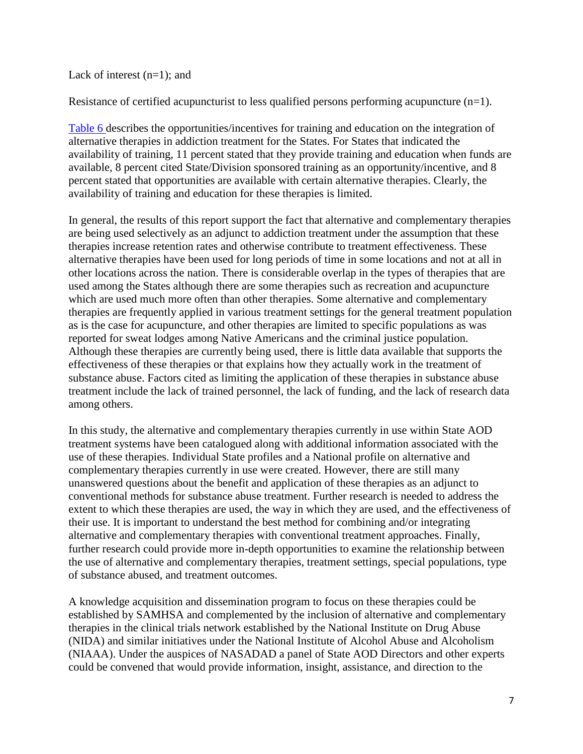Lack of interest (n=1); and

Resistance of certified acupuncturist to less qualified persons performing acupuncture (n=1).

Table 6 describes the opportunities/incentives for training and education on the integration of alternative therapies in addiction treatment for the States. For States that indicated the availability of training, 11 percent stated that they provide training and education when funds are available, 8 percent cited State/Division sponsored training as an opportunity/incentive, and 8 percent stated that opportunities are available with certain alternative therapies. Clearly, the availability of training and education for these therapies is limited.

In general, the results of this report support the fact that alternative and complementary therapies are being used selectively as an adjunct to addiction treatment under the assumption that these therapies increase retention rates and otherwise contribute to treatment effectiveness. These alternative therapies have been used for long periods of time in some locations and not at all in other locations across the nation. There is considerable overlap in the types of therapies that are used among the States although there are some therapies such as recreation and acupuncture which are used much more often than other therapies. Some alternative and complementary therapies are frequently applied in various treatment settings for the general treatment population as is the case for acupuncture, and other therapies are limited to specific populations as was reported for sweat lodges among Native Americans and the criminal justice population. Although these therapies are currently being used, there is little data available that supports the effectiveness of these therapies or that explains how they actually work in the treatment of substance abuse. Factors cited as limiting the application of these therapies in substance abuse treatment include the lack of trained personnel, the lack of funding, and the lack of research data among others.

In this study, the alternative and complementary therapies currently in use within State AOD treatment systems have been catalogued along with additional information associated with the use of these therapies. Individual State profiles and a National profile on alternative and complementary therapies currently in use were created. However, there are still many unanswered questions about the benefit and application of these therapies as an adjunct to conventional methods for substance abuse treatment. Further research is needed to address the extent to which these therapies are used, the way in which they are used, and the effectiveness of their use. It is important to understand the best method for combining and/or integrating alternative and complementary therapies with conventional treatment approaches. Finally, further research could provide more in-depth opportunities to examine the relationship between the use of alternative and complementary therapies, treatment settings, special populations, type of substance abused, and treatment outcomes.

A knowledge acquisition and dissemination program to focus on these therapies could be established by SAMHSA and complemented by the inclusion of alternative and complementary therapies in the clinical trials network established by the National Institute on Drug Abuse (NIDA) and similar initiatives under the National Institute of Alcohol Abuse and Alcoholism (NIAAA). Under the auspices of NASADAD a panel of State AOD Directors and other experts could be convened that would provide information, insight, assistance, and direction to the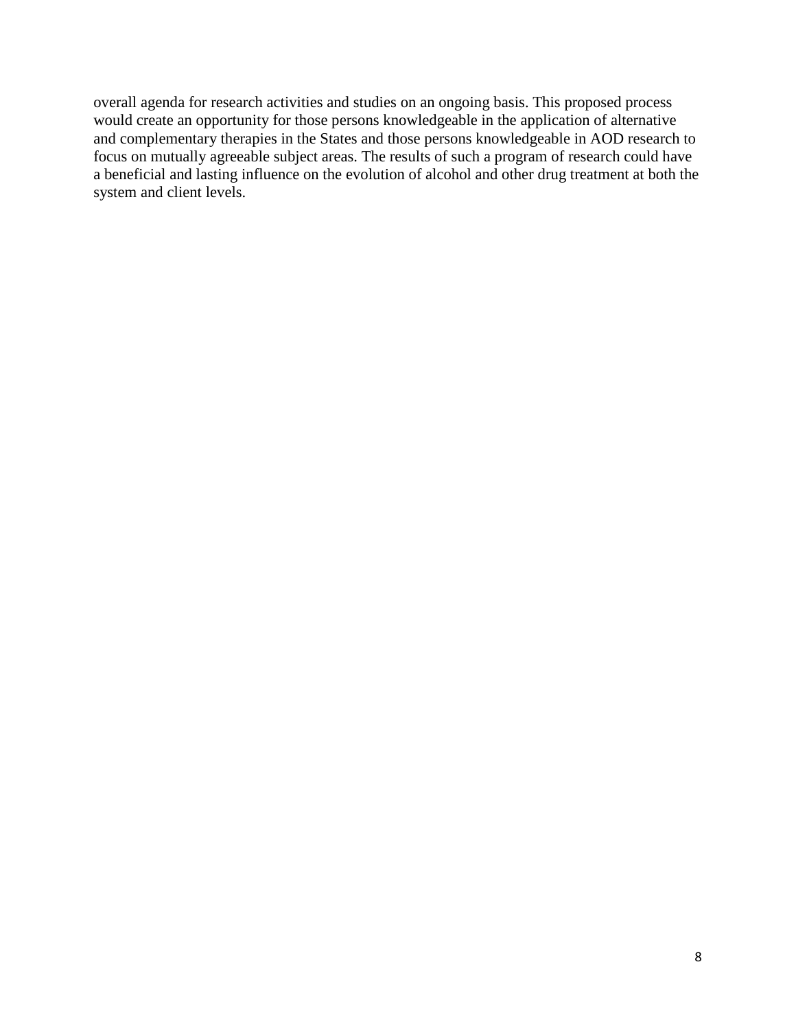overall agenda for research activities and studies on an ongoing basis. This proposed process would create an opportunity for those persons knowledgeable in the application of alternative and complementary therapies in the States and those persons knowledgeable in AOD research to focus on mutually agreeable subject areas. The results of such a program of research could have a beneficial and lasting influence on the evolution of alcohol and other drug treatment at both the system and client levels.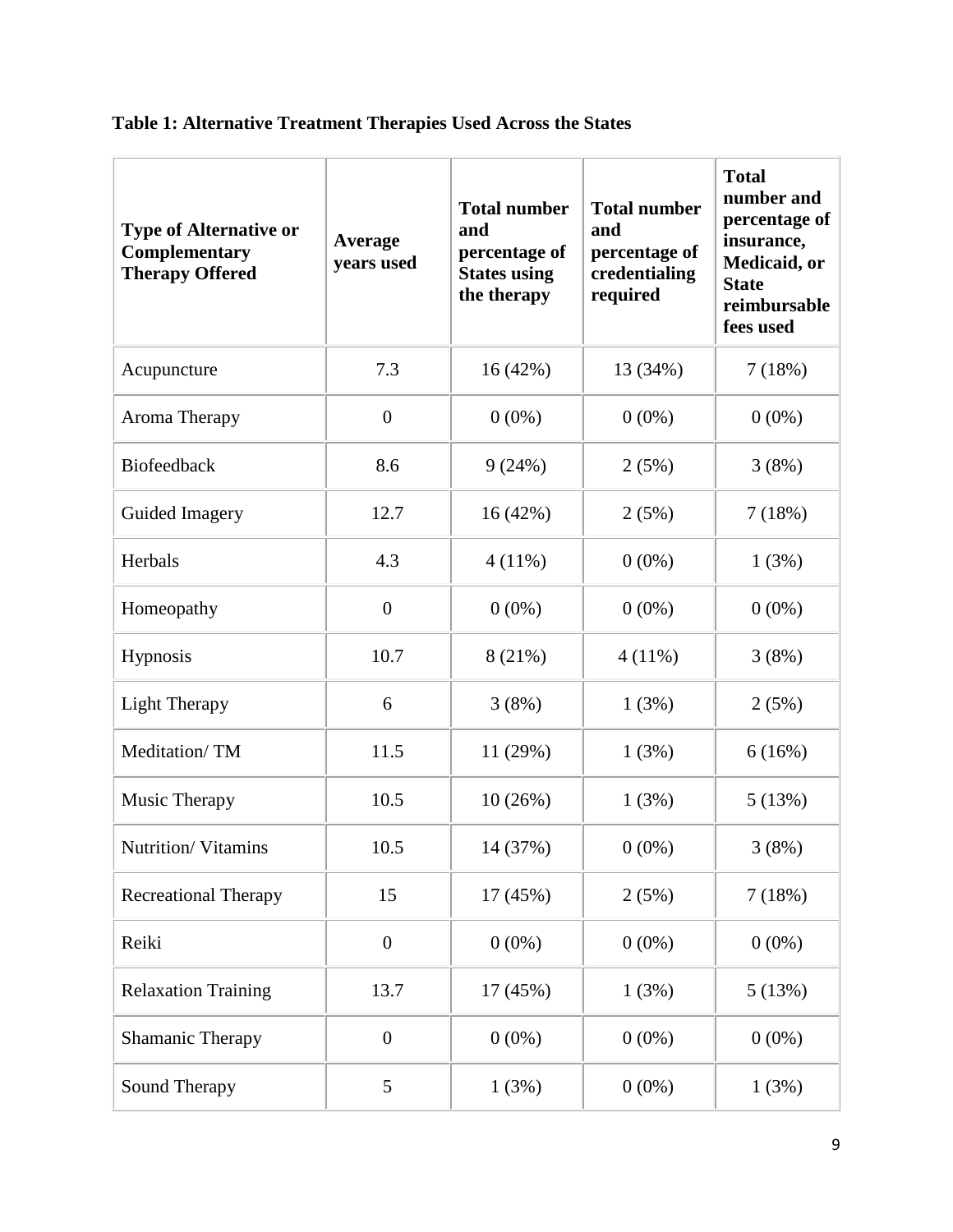**Table 1: Alternative Treatment Therapies Used Across the States**

| Type of Alternative or Complementary Therapy Offered | Average years used | Total number and percentage of States using the therapy | Total number and percentage of credentialing required | Total number and percentage of insurance, Medicaid, or State reimbursable fees used |
|---|---|---|---|---|
| Acupuncture | 7.3 | 16 (42%) | 13 (34%) | 7 (18%) |
| Aroma Therapy | 0 | 0 (0%) | 0 (0%) | 0 (0%) |
| Biofeedback | 8.6 | 9 (24%) | 2 (5%) | 3 (8%) |
| Guided Imagery | 12.7 | 16 (42%) | 2 (5%) | 7 (18%) |
| Herbals | 4.3 | 4 (11%) | 0 (0%) | 1 (3%) |
| Homeopathy | 0 | 0 (0%) | 0 (0%) | 0 (0%) |
| Hypnosis | 10.7 | 8 (21%) | 4 (11%) | 3 (8%) |
| Light Therapy | 6 | 3 (8%) | 1 (3%) | 2 (5%) |
| Meditation/ TM | 11.5 | 11 (29%) | 1 (3%) | 6 (16%) |
| Music Therapy | 10.5 | 10 (26%) | 1 (3%) | 5 (13%) |
| Nutrition/ Vitamins | 10.5 | 14 (37%) | 0 (0%) | 3 (8%) |
| Recreational Therapy | 15 | 17 (45%) | 2 (5%) | 7 (18%) |
| Reiki | 0 | 0 (0%) | 0 (0%) | 0 (0%) |
| Relaxation Training | 13.7 | 17 (45%) | 1 (3%) | 5 (13%) |
| Shamanic Therapy | 0 | 0 (0%) | 0 (0%) | 0 (0%) |
| Sound Therapy | 5 | 1 (3%) | 0 (0%) | 1 (3%) |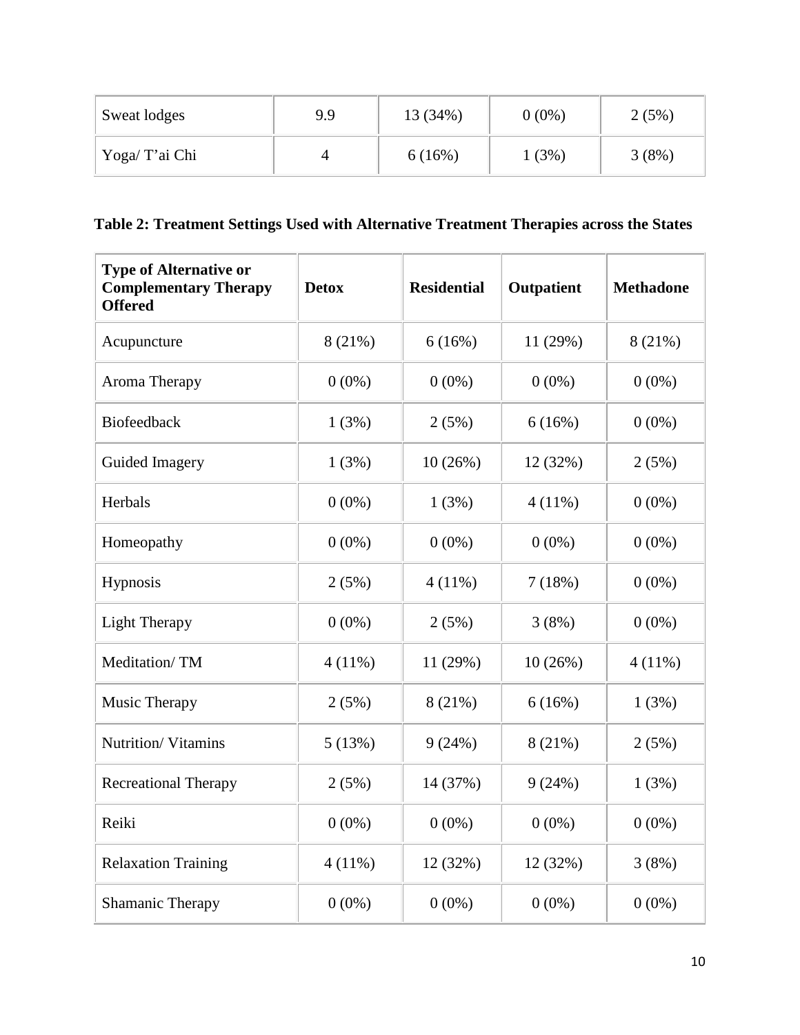| Sweat lodges | 9.9 | 13 (34%) | 0 (0%) | 2 (5%) |
|---|---|---|---|---|
| Yoga/ T'ai Chi | 4 | 6 (16%) | 1 (3%) | 3 (8%) |

**Table 2: Treatment Settings Used with Alternative Treatment Therapies across the States**

| Type of Alternative or Complementary Therapy Offered | Detox | Residential | Outpatient | Methadone |
|---|---|---|---|---|
| Acupuncture | 8 (21%) | 6 (16%) | 11 (29%) | 8 (21%) |
| Aroma Therapy | 0 (0%) | 0 (0%) | 0 (0%) | 0 (0%) |
| Biofeedback | 1 (3%) | 2 (5%) | 6 (16%) | 0 (0%) |
| Guided Imagery | 1 (3%) | 10 (26%) | 12 (32%) | 2 (5%) |
| Herbals | 0 (0%) | 1 (3%) | 4 (11%) | 0 (0%) |
| Homeopathy | 0 (0%) | 0 (0%) | 0 (0%) | 0 (0%) |
| Hypnosis | 2 (5%) | 4 (11%) | 7 (18%) | 0 (0%) |
| Light Therapy | 0 (0%) | 2 (5%) | 3 (8%) | 0 (0%) |
| Meditation/ TM | 4 (11%) | 11 (29%) | 10 (26%) | 4 (11%) |
| Music Therapy | 2 (5%) | 8 (21%) | 6 (16%) | 1 (3%) |
| Nutrition/ Vitamins | 5 (13%) | 9 (24%) | 8 (21%) | 2 (5%) |
| Recreational Therapy | 2 (5%) | 14 (37%) | 9 (24%) | 1 (3%) |
| Reiki | 0 (0%) | 0 (0%) | 0 (0%) | 0 (0%) |
| Relaxation Training | 4 (11%) | 12 (32%) | 12 (32%) | 3 (8%) |
| Shamanic Therapy | 0 (0%) | 0 (0%) | 0 (0%) | 0 (0%) |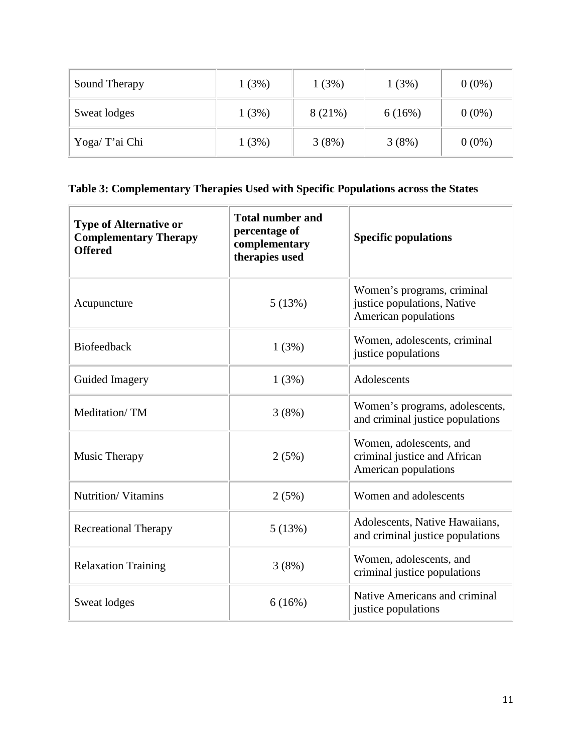| Sound Therapy | 1 (3%) | 1 (3%) | 1 (3%) | 0 (0%) |
|---|---|---|---|---|
| Sweat lodges | 1 (3%) | 8 (21%) | 6 (16%) | 0 (0%) |
| Yoga/ T'ai Chi | 1 (3%) | 3 (8%) | 3 (8%) | 0 (0%) |

**Table 3: Complementary Therapies Used with Specific Populations across the States**

| **Type of Alternative or Complementary Therapy Offered** | **Total number and percentage of complementary therapies used** | **Specific populations** |
|---|---|---|
| Acupuncture | 5 (13%) | Women's programs, criminal justice populations, Native American populations |
| Biofeedback | 1 (3%) | Women, adolescents, criminal justice populations |
| Guided Imagery | 1 (3%) | Adolescents |
| Meditation/ TM | 3 (8%) | Women's programs, adolescents, and criminal justice populations |
| Music Therapy | 2 (5%) | Women, adolescents, and criminal justice and African American populations |
| Nutrition/ Vitamins | 2 (5%) | Women and adolescents |
| Recreational Therapy | 5 (13%) | Adolescents, Native Hawaiians, and criminal justice populations |
| Relaxation Training | 3 (8%) | Women, adolescents, and criminal justice populations |
| Sweat lodges | 6 (16%) | Native Americans and criminal justice populations |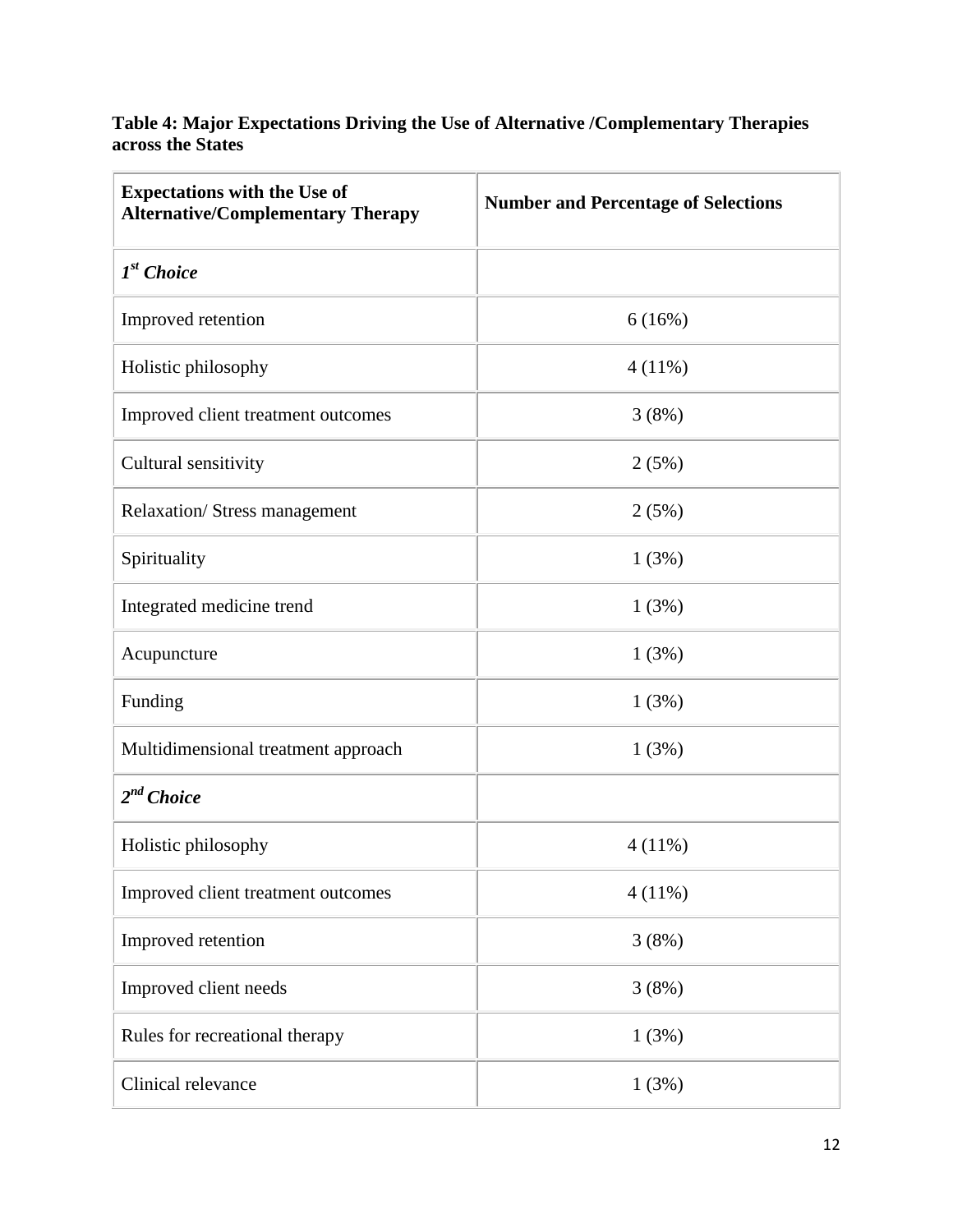**Table 4: Major Expectations Driving the Use of Alternative /Complementary Therapies across the States**

| Expectations with the Use of Alternative/Complementary Therapy | Number and Percentage of Selections |
|---|---|
| ***1st Choice*** | |
| Improved retention | 6 (16%) |
| Holistic philosophy | 4 (11%) |
| Improved client treatment outcomes | 3 (8%) |
| Cultural sensitivity | 2 (5%) |
| Relaxation/ Stress management | 2 (5%) |
| Spirituality | 1 (3%) |
| Integrated medicine trend | 1 (3%) |
| Acupuncture | 1 (3%) |
| Funding | 1 (3%) |
| Multidimensional treatment approach | 1 (3%) |
| ***2nd Choice*** | |
| Holistic philosophy | 4 (11%) |
| Improved client treatment outcomes | 4 (11%) |
| Improved retention | 3 (8%) |
| Improved client needs | 3 (8%) |
| Rules for recreational therapy | 1 (3%) |
| Clinical relevance | 1 (3%) |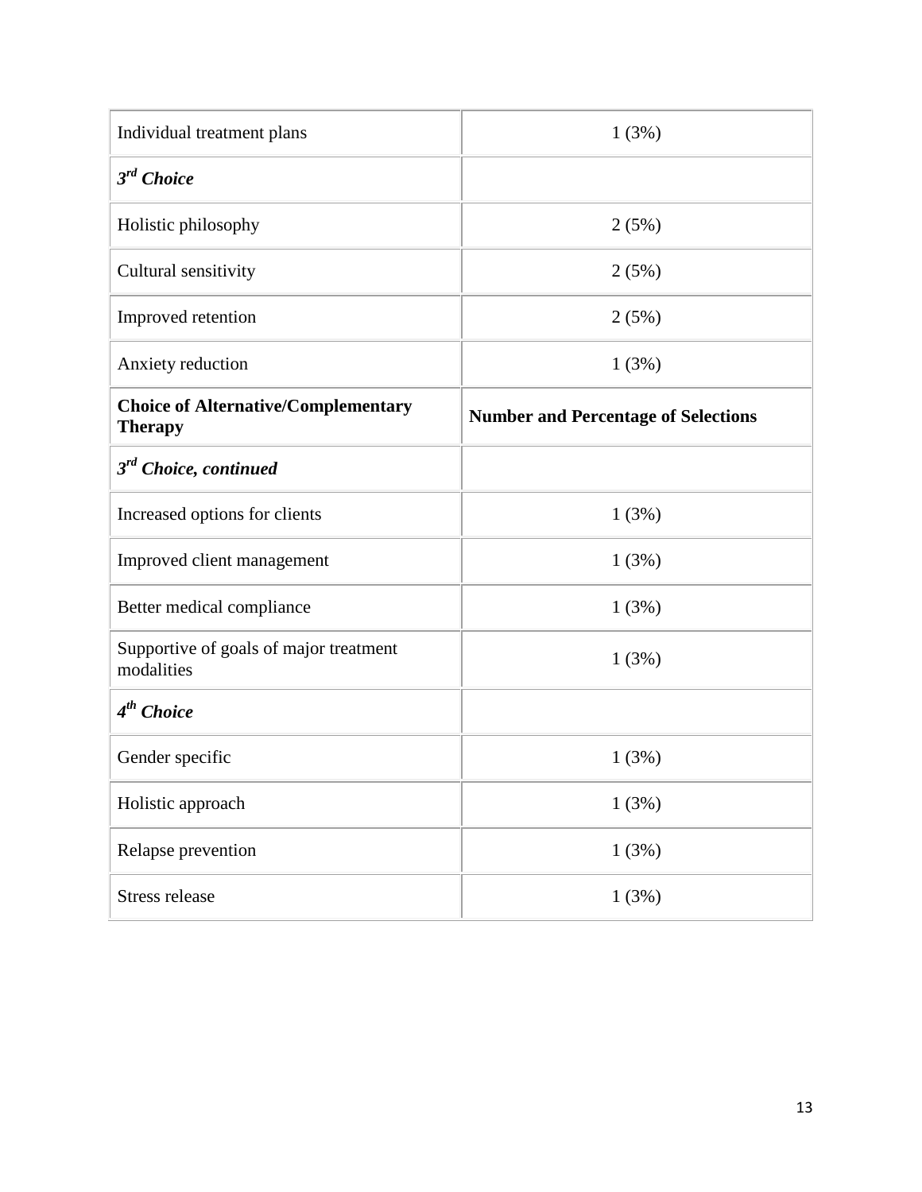| Choice of Alternative/Complementary Therapy | Number and Percentage of Selections |
|---|---|
| Individual treatment plans | 1 (3%) |
| ***3rd Choice*** | |
| Holistic philosophy | 2 (5%) |
| Cultural sensitivity | 2 (5%) |
| Improved retention | 2 (5%) |
| Anxiety reduction | 1 (3%) |
| ***3rd Choice, continued*** | |
| Increased options for clients | 1 (3%) |
| Improved client management | 1 (3%) |
| Better medical compliance | 1 (3%) |
| Supportive of goals of major treatment modalities | 1 (3%) |
| ***4th Choice*** | |
| Gender specific | 1 (3%) |
| Holistic approach | 1 (3%) |
| Relapse prevention | 1 (3%) |
| Stress release | 1 (3%) |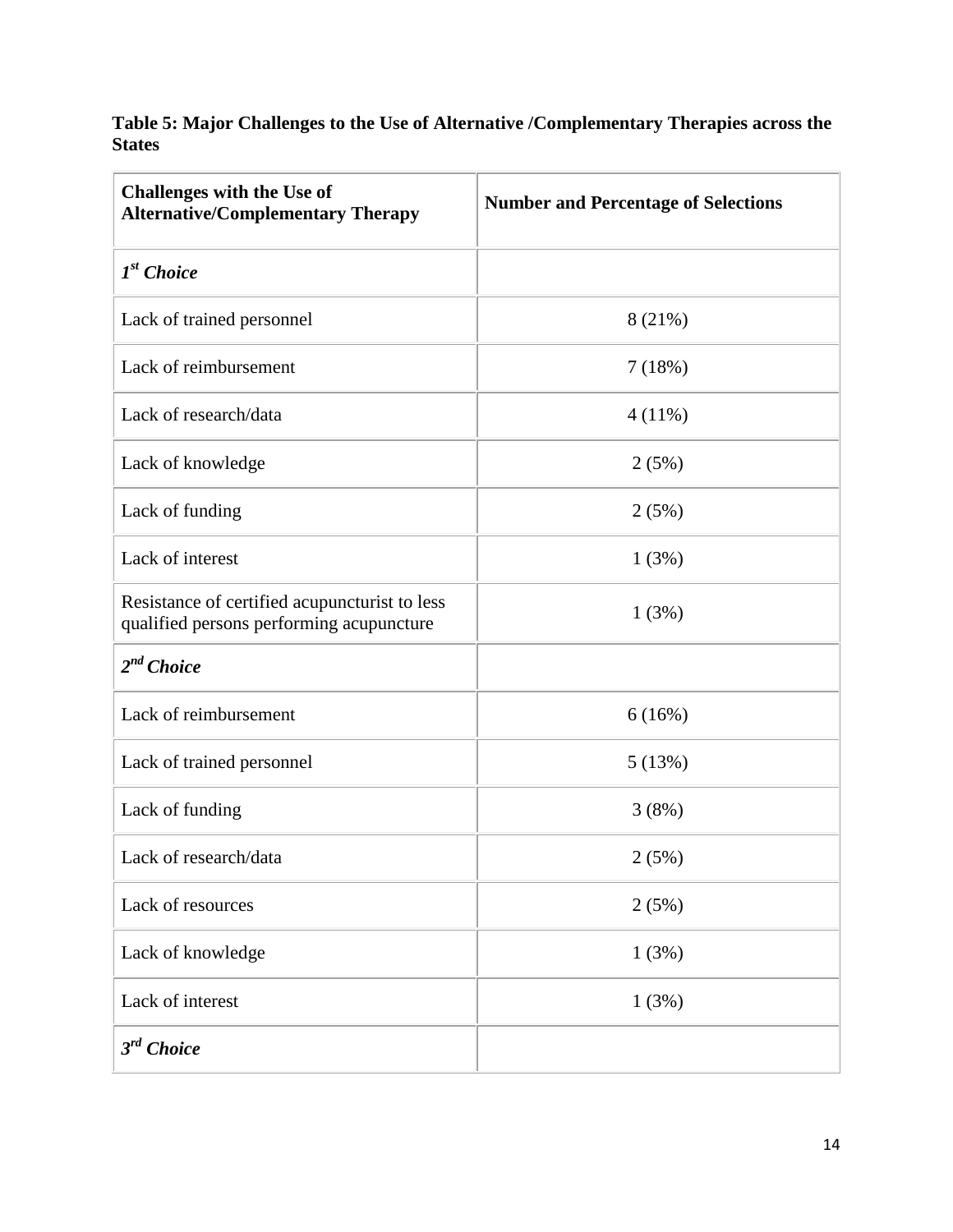**Table 5: Major Challenges to the Use of Alternative /Complementary Therapies across the States**

| Challenges with the Use of Alternative/Complementary Therapy | Number and Percentage of Selections |
|---|---|
| ***1st Choice*** | |
| Lack of trained personnel | 8 (21%) |
| Lack of reimbursement | 7 (18%) |
| Lack of research/data | 4 (11%) |
| Lack of knowledge | 2 (5%) |
| Lack of funding | 2 (5%) |
| Lack of interest | 1 (3%) |
| Resistance of certified acupuncturist to less qualified persons performing acupuncture | 1 (3%) |
| ***2nd Choice*** | |
| Lack of reimbursement | 6 (16%) |
| Lack of trained personnel | 5 (13%) |
| Lack of funding | 3 (8%) |
| Lack of research/data | 2 (5%) |
| Lack of resources | 2 (5%) |
| Lack of knowledge | 1 (3%) |
| Lack of interest | 1 (3%) |
| ***3rd Choice*** | |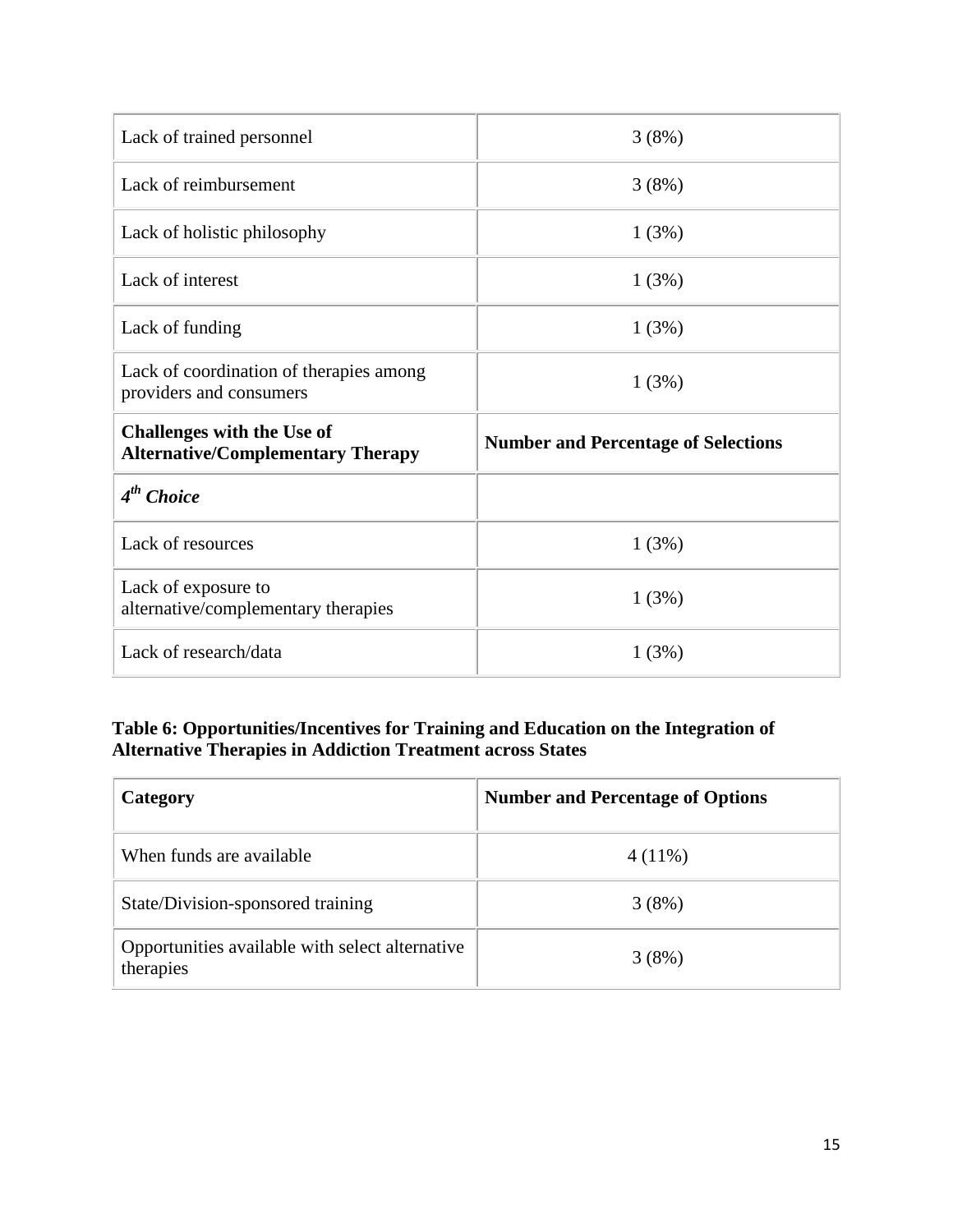| | |
|---|---|
| Lack of trained personnel | 3 (8%) |
| Lack of reimbursement | 3 (8%) |
| Lack of holistic philosophy | 1 (3%) |
| Lack of interest | 1 (3%) |
| Lack of funding | 1 (3%) |
| Lack of coordination of therapies among providers and consumers | 1 (3%) |
| **Challenges with the Use of Alternative/Complementary Therapy** | **Number and Percentage of Selections** |
| ***4th Choice*** | |
| Lack of resources | 1 (3%) |
| Lack of exposure to alternative/complementary therapies | 1 (3%) |
| Lack of research/data | 1 (3%) |

**Table 6: Opportunities/Incentives for Training and Education on the Integration of Alternative Therapies in Addiction Treatment across States**

| Category | Number and Percentage of Options |
|---|---|
| When funds are available | 4 (11%) |
| State/Division-sponsored training | 3 (8%) |
| Opportunities available with select alternative therapies | 3 (8%) |